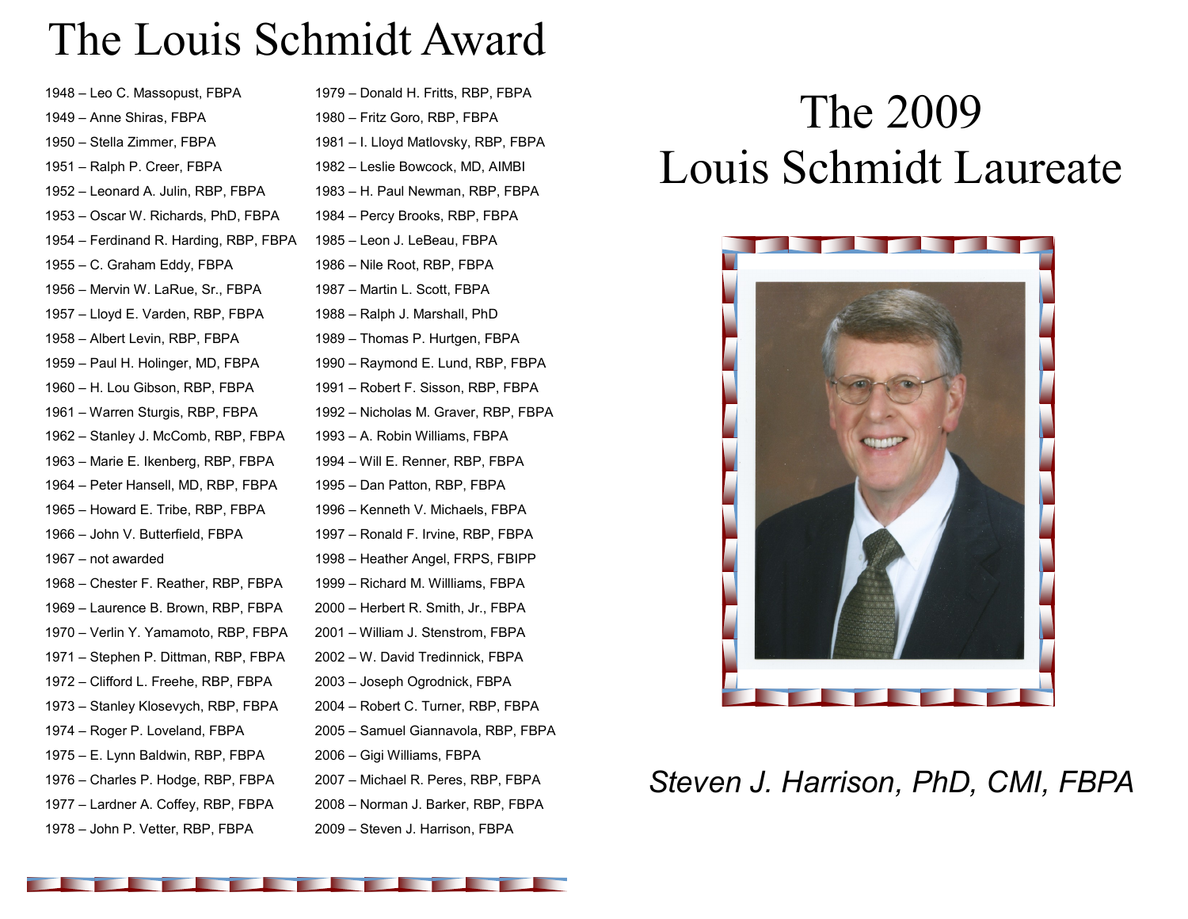# The Louis Schmidt Award

1948 – Leo C. Massopust, FBPA
1949 – Anne Shiras, FBPA
1950 – Stella Zimmer, FBPA
1951 – Ralph P. Creer, FBPA
1952 – Leonard A. Julin, RBP, FBPA
1953 – Oscar W. Richards, PhD, FBPA
1954 – Ferdinand R. Harding, RBP, FBPA
1955 – C. Graham Eddy, FBPA
1956 – Mervin W. LaRue, Sr., FBPA
1957 – Lloyd E. Varden, RBP, FBPA
1958 – Albert Levin, RBP, FBPA
1959 – Paul H. Holinger, MD, FBPA
1960 – H. Lou Gibson, RBP, FBPA
1961 – Warren Sturgis, RBP, FBPA
1962 – Stanley J. McComb, RBP, FBPA
1963 – Marie E. Ikenberg, RBP, FBPA
1964 – Peter Hansell, MD, RBP, FBPA
1965 – Howard E. Tribe, RBP, FBPA
1966 – John V. Butterfield, FBPA
1967 – not awarded
1968 – Chester F. Reather, RBP, FBPA
1969 – Laurence B. Brown, RBP, FBPA
1970 – Verlin Y. Yamamoto, RBP, FBPA
1971 – Stephen P. Dittman, RBP, FBPA
1972 – Clifford L. Freehe, RBP, FBPA
1973 – Stanley Klosevych, RBP, FBPA
1974 – Roger P. Loveland, FBPA
1975 – E. Lynn Baldwin, RBP, FBPA
1976 – Charles P. Hodge, RBP, FBPA
1977 – Lardner A. Coffey, RBP, FBPA
1978 – John P. Vetter, RBP, FBPA
1979 – Donald H. Fritts, RBP, FBPA
1980 – Fritz Goro, RBP, FBPA
1981 – I. Lloyd Matlovsky, RBP, FBPA
1982 – Leslie Bowcock, MD, AIMBI
1983 – H. Paul Newman, RBP, FBPA
1984 – Percy Brooks, RBP, FBPA
1985 – Leon J. LeBeau, FBPA
1986 – Nile Root, RBP, FBPA
1987 – Martin L. Scott, FBPA
1988 – Ralph J. Marshall, PhD
1989 – Thomas P. Hurtgen, FBPA
1990 – Raymond E. Lund, RBP, FBPA
1991 – Robert F. Sisson, RBP, FBPA
1992 – Nicholas M. Graver, RBP, FBPA
1993 – A. Robin Williams, FBPA
1994 – Will E. Renner, RBP, FBPA
1995 – Dan Patton, RBP, FBPA
1996 – Kenneth V. Michaels, FBPA
1997 – Ronald F. Irvine, RBP, FBPA
1998 – Heather Angel, FRPS, FBIPP
1999 – Richard M. Willliams, FBPA
2000 – Herbert R. Smith, Jr., FBPA
2001 – William J. Stenstrom, FBPA
2002 – W. David Tredinnick, FBPA
2003 – Joseph Ogrodnick, FBPA
2004 – Robert C. Turner, RBP, FBPA
2005 – Samuel Giannavola, RBP, FBPA
2006 – Gigi Williams, FBPA
2007 – Michael R. Peres, RBP, FBPA
2008 – Norman J. Barker, RBP, FBPA
2009 – Steven J. Harrison, FBPA

# The 2009 Louis Schmidt Laureate

*Steven J. Harrison, PhD, CMI, FBPA*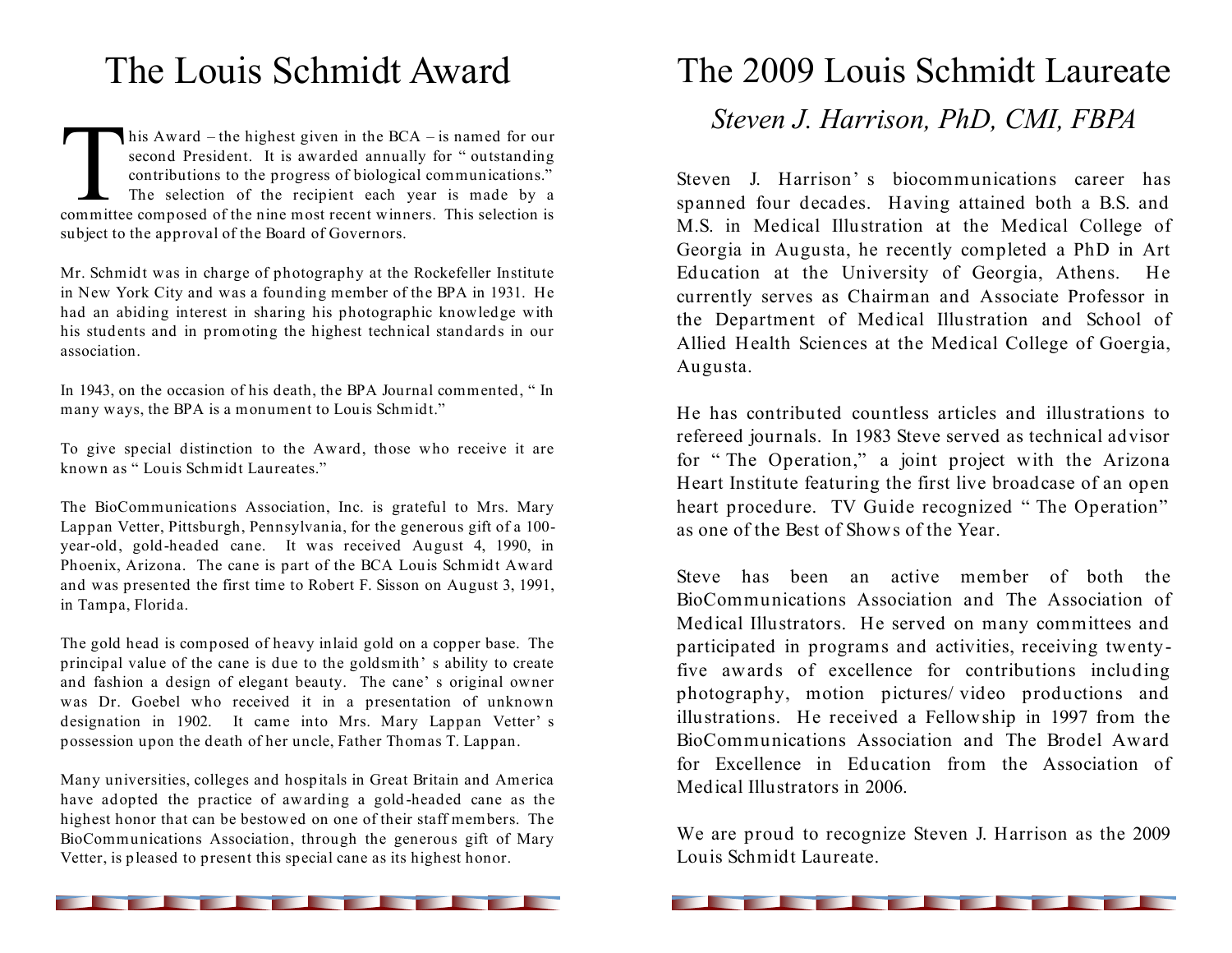# The Louis Schmidt Award

This Award – the highest given in the BCA – is named for our second President. It is awarded annually for "outstanding contributions to the progress of biological communications." The selection of the recipient each year is made by a committee composed of the nine most recent winners. This selection is subject to the approval of the Board of Governors.

Mr. Schmidt was in charge of photography at the Rockefeller Institute in New York City and was a founding member of the BPA in 1931. He had an abiding interest in sharing his photographic knowledge with his students and in promoting the highest technical standards in our association.

In 1943, on the occasion of his death, the BPA Journal commented, "In many ways, the BPA is a monument to Louis Schmidt."

To give special distinction to the Award, those who receive it are known as "Louis Schmidt Laureates."

The BioCommunications Association, Inc. is grateful to Mrs. Mary Lappan Vetter, Pittsburgh, Pennsylvania, for the generous gift of a 100-year-old, gold-headed cane. It was received August 4, 1990, in Phoenix, Arizona. The cane is part of the BCA Louis Schmidt Award and was presented the first time to Robert F. Sisson on August 3, 1991, in Tampa, Florida.

The gold head is composed of heavy inlaid gold on a copper base. The principal value of the cane is due to the goldsmith's ability to create and fashion a design of elegant beauty. The cane's original owner was Dr. Goebel who received it in a presentation of unknown designation in 1902. It came into Mrs. Mary Lappan Vetter's possession upon the death of her uncle, Father Thomas T. Lappan.

Many universities, colleges and hospitals in Great Britain and America have adopted the practice of awarding a gold-headed cane as the highest honor that can be bestowed on one of their staff members. The BioCommunications Association, through the generous gift of Mary Vetter, is pleased to present this special cane as its highest honor.

# The 2009 Louis Schmidt Laureate

## *Steven J. Harrison, PhD, CMI, FBPA*

Steven J. Harrison's biocommunications career has spanned four decades. Having attained both a B.S. and M.S. in Medical Illustration at the Medical College of Georgia in Augusta, he recently completed a PhD in Art Education at the University of Georgia, Athens. He currently serves as Chairman and Associate Professor in the Department of Medical Illustration and School of Allied Health Sciences at the Medical College of Goergia, Augusta.

He has contributed countless articles and illustrations to refereed journals. In 1983 Steve served as technical advisor for "The Operation," a joint project with the Arizona Heart Institute featuring the first live broadcase of an open heart procedure. TV Guide recognized "The Operation" as one of the Best of Shows of the Year.

Steve has been an active member of both the BioCommunications Association and The Association of Medical Illustrators. He served on many committees and participated in programs and activities, receiving twenty-five awards of excellence for contributions including photography, motion pictures/video productions and illustrations. He received a Fellowship in 1997 from the BioCommunications Association and The Brodel Award for Excellence in Education from the Association of Medical Illustrators in 2006.

We are proud to recognize Steven J. Harrison as the 2009 Louis Schmidt Laureate.